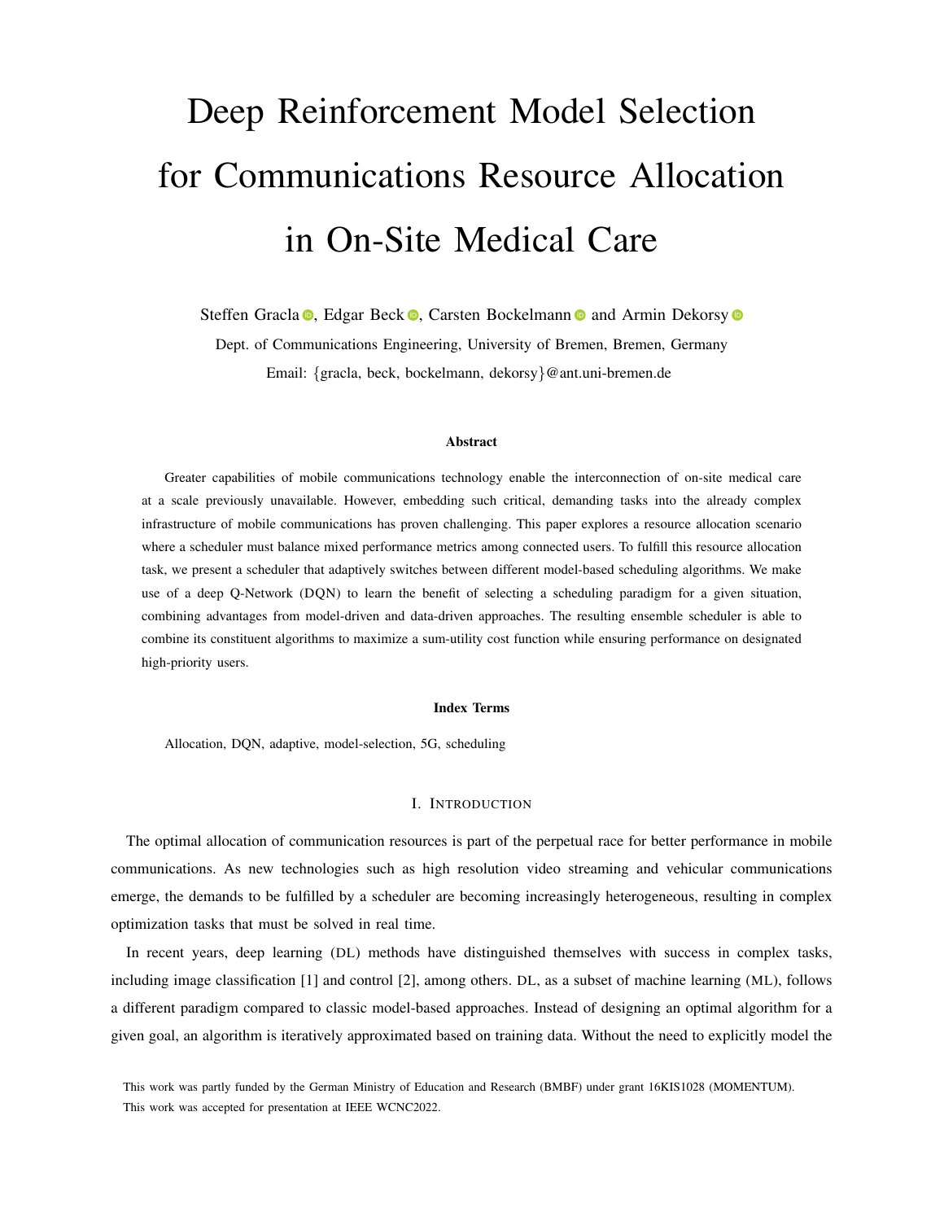# Deep Reinforcement Model Selection for Communications Resource Allocation in On-Site Medical Care

Steffen Gracla, Edgar Beck, Carsten Bockelmann and Armin Dekorsy

Dept. of Communications Engineering, University of Bremen, Bremen, Germany

Email: {gracla, beck, bockelmann, dekorsy}@ant.uni-bremen.de

### Abstract

Greater capabilities of mobile communications technology enable the interconnection of on-site medical care at a scale previously unavailable. However, embedding such critical, demanding tasks into the already complex infrastructure of mobile communications has proven challenging. This paper explores a resource allocation scenario where a scheduler must balance mixed performance metrics among connected users. To fulfill this resource allocation task, we present a scheduler that adaptively switches between different model-based scheduling algorithms. We make use of a deep Q-Network (DQN) to learn the benefit of selecting a scheduling paradigm for a given situation, combining advantages from model-driven and data-driven approaches. The resulting ensemble scheduler is able to combine its constituent algorithms to maximize a sum-utility cost function while ensuring performance on designated high-priority users.

### Index Terms

Allocation, DQN, adaptive, model-selection, 5G, scheduling

## I. Introduction

The optimal allocation of communication resources is part of the perpetual race for better performance in mobile communications. As new technologies such as high resolution video streaming and vehicular communications emerge, the demands to be fulfilled by a scheduler are becoming increasingly heterogeneous, resulting in complex optimization tasks that must be solved in real time.

In recent years, deep learning (DL) methods have distinguished themselves with success in complex tasks, including image classification [1] and control [2], among others. DL, as a subset of machine learning (ML), follows a different paradigm compared to classic model-based approaches. Instead of designing an optimal algorithm for a given goal, an algorithm is iteratively approximated based on training data. Without the need to explicitly model the

This work was partly funded by the German Ministry of Education and Research (BMBF) under grant 16KIS1028 (MOMENTUM).

This work was accepted for presentation at IEEE WCNC2022.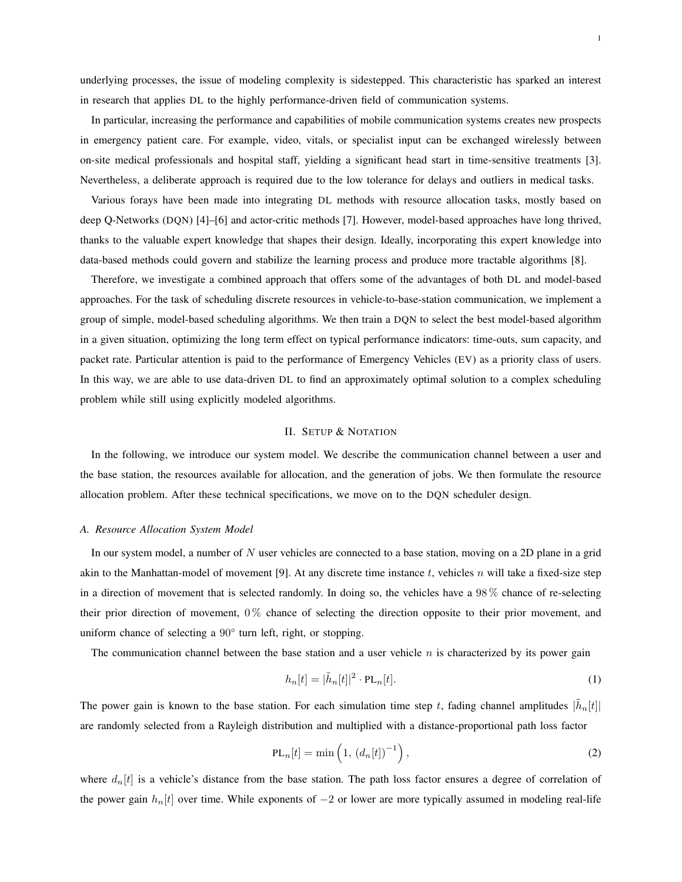underlying processes, the issue of modeling complexity is sidestepped. This characteristic has sparked an interest in research that applies DL to the highly performance-driven field of communication systems.

In particular, increasing the performance and capabilities of mobile communication systems creates new prospects in emergency patient care. For example, video, vitals, or specialist input can be exchanged wirelessly between on-site medical professionals and hospital staff, yielding a significant head start in time-sensitive treatments [3]. Nevertheless, a deliberate approach is required due to the low tolerance for delays and outliers in medical tasks.

Various forays have been made into integrating DL methods with resource allocation tasks, mostly based on deep Q-Networks (DQN) [4]–[6] and actor-critic methods [7]. However, model-based approaches have long thrived, thanks to the valuable expert knowledge that shapes their design. Ideally, incorporating this expert knowledge into data-based methods could govern and stabilize the learning process and produce more tractable algorithms [8].

Therefore, we investigate a combined approach that offers some of the advantages of both DL and model-based approaches. For the task of scheduling discrete resources in vehicle-to-base-station communication, we implement a group of simple, model-based scheduling algorithms. We then train a DQN to select the best model-based algorithm in a given situation, optimizing the long term effect on typical performance indicators: time-outs, sum capacity, and packet rate. Particular attention is paid to the performance of Emergency Vehicles (EV) as a priority class of users. In this way, we are able to use data-driven DL to find an approximately optimal solution to a complex scheduling problem while still using explicitly modeled algorithms.

## II. Setup & Notation

In the following, we introduce our system model. We describe the communication channel between a user and the base station, the resources available for allocation, and the generation of jobs. We then formulate the resource allocation problem. After these technical specifications, we move on to the DQN scheduler design.

### A. Resource Allocation System Model

In our system model, a number of $N$ user vehicles are connected to a base station, moving on a 2D plane in a grid akin to the Manhattan-model of movement [9]. At any discrete time instance $t$, vehicles $n$ will take a fixed-size step in a direction of movement that is selected randomly. In doing so, the vehicles have a $98\,\%$ chance of re-selecting their prior direction of movement, $0\,\%$ chance of selecting the direction opposite to their prior movement, and uniform chance of selecting a $90°$ turn left, right, or stopping.

The communication channel between the base station and a user vehicle $n$ is characterized by its power gain

$$h_n[t] = |\tilde{h}_n[t]|^2 \cdot \mathrm{PL}_n[t]. \tag{1}$$

The power gain is known to the base station. For each simulation time step $t$, fading channel amplitudes $|\tilde{h}_n[t]|$ are randomly selected from a Rayleigh distribution and multiplied with a distance-proportional path loss factor

$$\mathrm{PL}_n[t] = \min\left(1,\ (d_n[t])^{-1}\right), \tag{2}$$

where $d_n[t]$ is a vehicle's distance from the base station. The path loss factor ensures a degree of correlation of the power gain $h_n[t]$ over time. While exponents of $-2$ or lower are more typically assumed in modeling real-life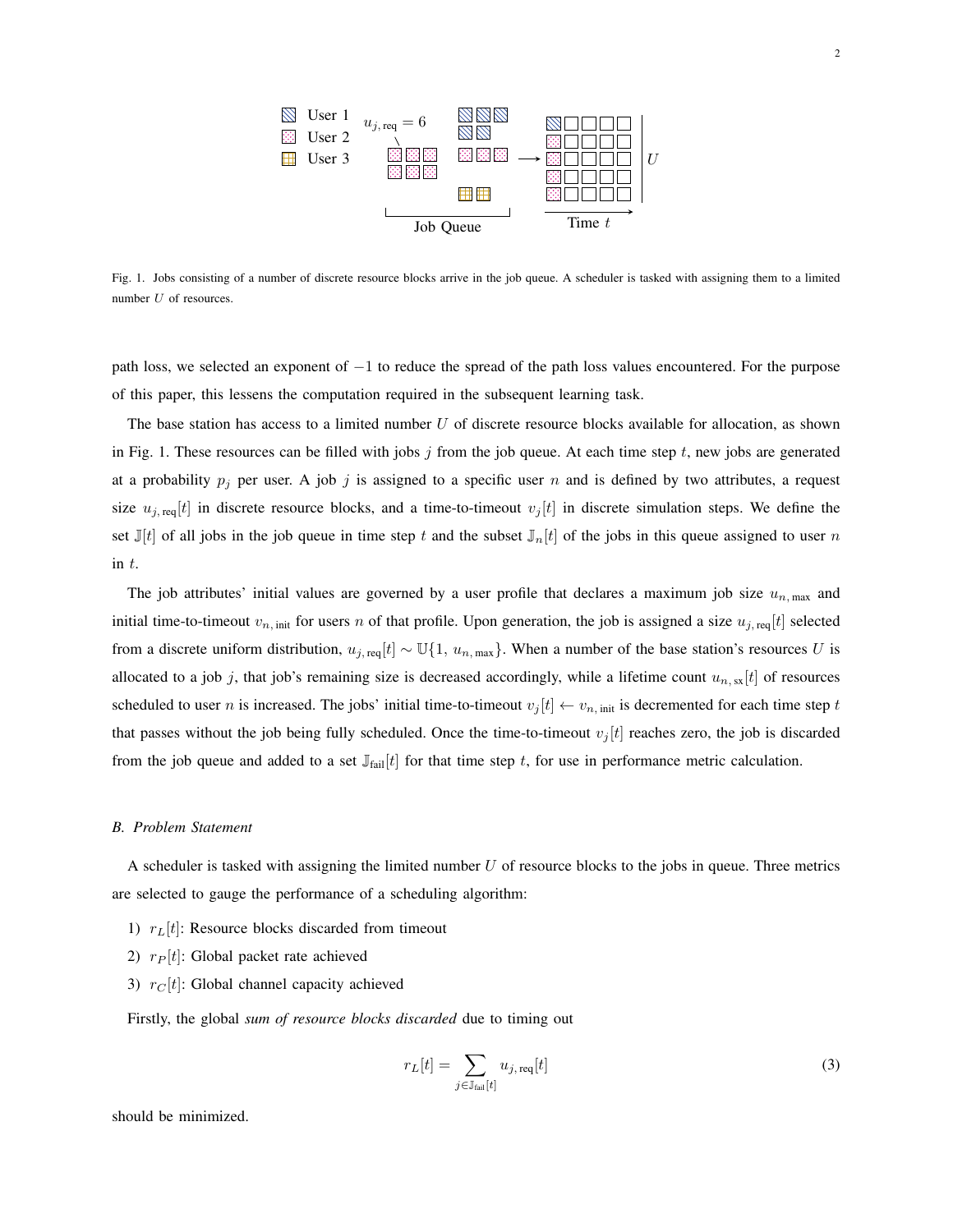Fig. 1. Jobs consisting of a number of discrete resource blocks arrive in the job queue. A scheduler is tasked with assigning them to a limited number $U$ of resources.

path loss, we selected an exponent of $-1$ to reduce the spread of the path loss values encountered. For the purpose of this paper, this lessens the computation required in the subsequent learning task.

The base station has access to a limited number $U$ of discrete resource blocks available for allocation, as shown in Fig. 1. These resources can be filled with jobs $j$ from the job queue. At each time step $t$, new jobs are generated at a probability $p_j$ per user. A job $j$ is assigned to a specific user $n$ and is defined by two attributes, a request size $u_{j,\,\text{req}}[t]$ in discrete resource blocks, and a time-to-timeout $v_j[t]$ in discrete simulation steps. We define the set $\mathbb{J}[t]$ of all jobs in the job queue in time step $t$ and the subset $\mathbb{J}_n[t]$ of the jobs in this queue assigned to user $n$ in $t$.

The job attributes' initial values are governed by a user profile that declares a maximum job size $u_{n,\,\max}$ and initial time-to-timeout $v_{n,\,\text{init}}$ for users $n$ of that profile. Upon generation, the job is assigned a size $u_{j,\,\text{req}}[t]$ selected from a discrete uniform distribution, $u_{j,\,\text{req}}[t] \sim \mathbb{U}\{1,\, u_{n,\,\max}\}$. When a number of the base station's resources $U$ is allocated to a job $j$, that job's remaining size is decreased accordingly, while a lifetime count $u_{n,\,\text{sx}}[t]$ of resources scheduled to user $n$ is increased. The jobs' initial time-to-timeout $v_j[t] \leftarrow v_{n,\,\text{init}}$ is decremented for each time step $t$ that passes without the job being fully scheduled. Once the time-to-timeout $v_j[t]$ reaches zero, the job is discarded from the job queue and added to a set $\mathbb{J}_{\text{fail}}[t]$ for that time step $t$, for use in performance metric calculation.

### B. Problem Statement

A scheduler is tasked with assigning the limited number $U$ of resource blocks to the jobs in queue. Three metrics are selected to gauge the performance of a scheduling algorithm:

1) $r_L[t]$: Resource blocks discarded from timeout
2) $r_P[t]$: Global packet rate achieved
3) $r_C[t]$: Global channel capacity achieved

Firstly, the global *sum of resource blocks discarded* due to timing out

$$r_L[t] = \sum_{j \in \mathbb{J}_{\text{fail}}[t]} u_{j,\,\text{req}}[t] \tag{3}$$

should be minimized.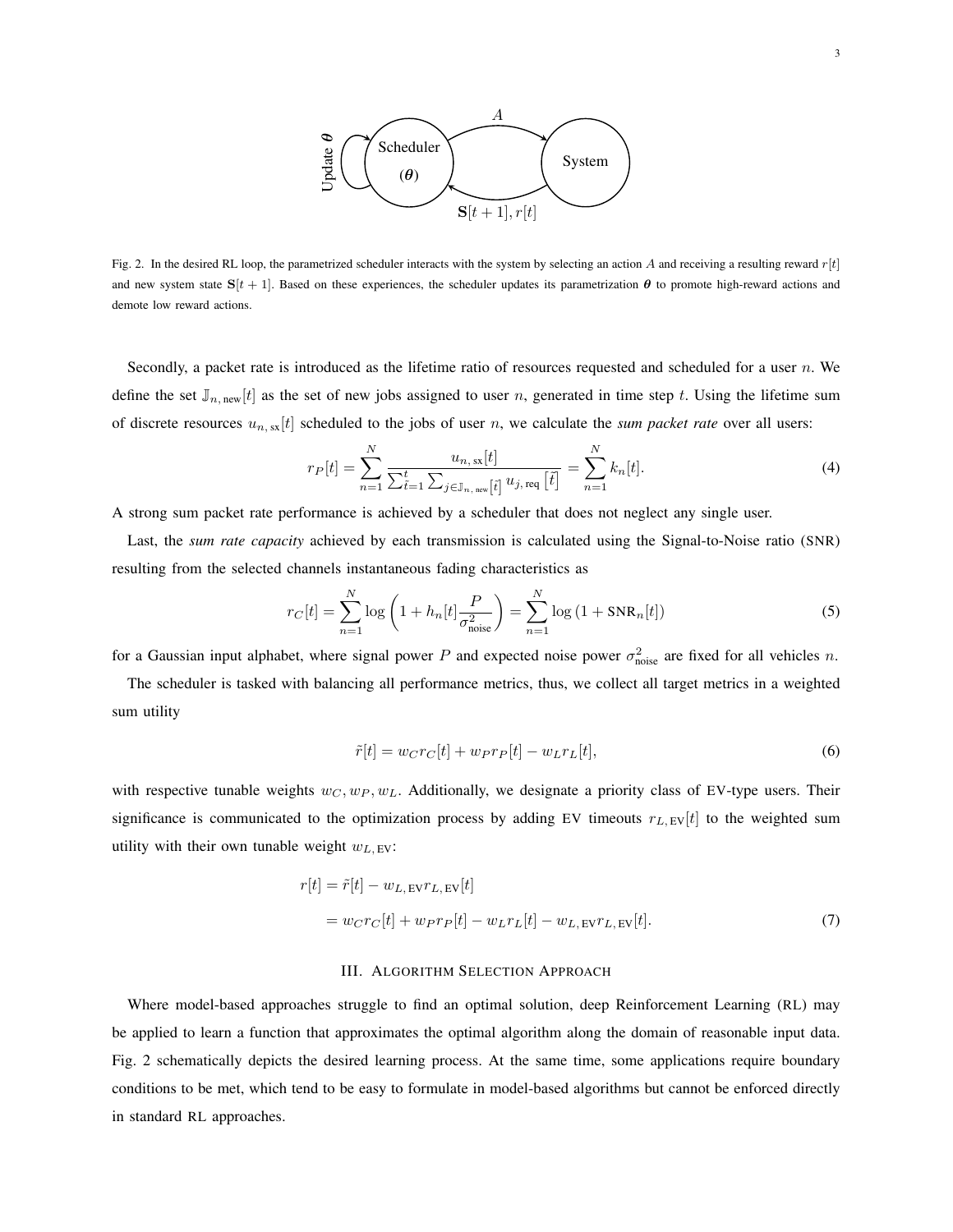Fig. 2. In the desired RL loop, the parametrized scheduler interacts with the system by selecting an action $A$ and receiving a resulting reward $r[t]$ and new system state $\mathbf{S}[t+1]$. Based on these experiences, the scheduler updates its parametrization $\boldsymbol{\theta}$ to promote high-reward actions and demote low reward actions.

Secondly, a packet rate is introduced as the lifetime ratio of resources requested and scheduled for a user $n$. We define the set $\mathbb{J}_{n,\,\text{new}}[t]$ as the set of new jobs assigned to user $n$, generated in time step $t$. Using the lifetime sum of discrete resources $u_{n,\,\text{sx}}[t]$ scheduled to the jobs of user $n$, we calculate the *sum packet rate* over all users:

$$r_P[t] = \sum_{n=1}^{N} \frac{u_{n,\,\text{sx}}[t]}{\sum_{\tilde{t}=1}^{t} \sum_{j \in \mathbb{J}_{n,\,\text{new}}[\tilde{t}]} u_{j,\,\text{req}}\left[\tilde{t}\right]} = \sum_{n=1}^{N} k_n[t]. \tag{4}$$

A strong sum packet rate performance is achieved by a scheduler that does not neglect any single user.

Last, the *sum rate capacity* achieved by each transmission is calculated using the Signal-to-Noise ratio (SNR) resulting from the selected channels instantaneous fading characteristics as

$$r_C[t] = \sum_{n=1}^{N} \log\left(1 + h_n[t] \frac{P}{\sigma_{\text{noise}}^2}\right) = \sum_{n=1}^{N} \log\left(1 + \text{SNR}_n[t]\right) \tag{5}$$

for a Gaussian input alphabet, where signal power $P$ and expected noise power $\sigma_{\text{noise}}^2$ are fixed for all vehicles $n$.

The scheduler is tasked with balancing all performance metrics, thus, we collect all target metrics in a weighted sum utility

$$\tilde{r}[t] = w_C r_C[t] + w_P r_P[t] - w_L r_L[t], \tag{6}$$

with respective tunable weights $w_C, w_P, w_L$. Additionally, we designate a priority class of EV-type users. Their significance is communicated to the optimization process by adding EV timeouts $r_{L,\,\text{EV}}[t]$ to the weighted sum utility with their own tunable weight $w_{L,\,\text{EV}}$:

$$\begin{aligned} r[t] &= \tilde{r}[t] - w_{L,\,\text{EV}} r_{L,\,\text{EV}}[t] \\ &= w_C r_C[t] + w_P r_P[t] - w_L r_L[t] - w_{L,\,\text{EV}} r_{L,\,\text{EV}}[t]. \end{aligned} \tag{7}$$

## III. Algorithm Selection Approach

Where model-based approaches struggle to find an optimal solution, deep Reinforcement Learning (RL) may be applied to learn a function that approximates the optimal algorithm along the domain of reasonable input data. Fig. 2 schematically depicts the desired learning process. At the same time, some applications require boundary conditions to be met, which tend to be easy to formulate in model-based algorithms but cannot be enforced directly in standard RL approaches.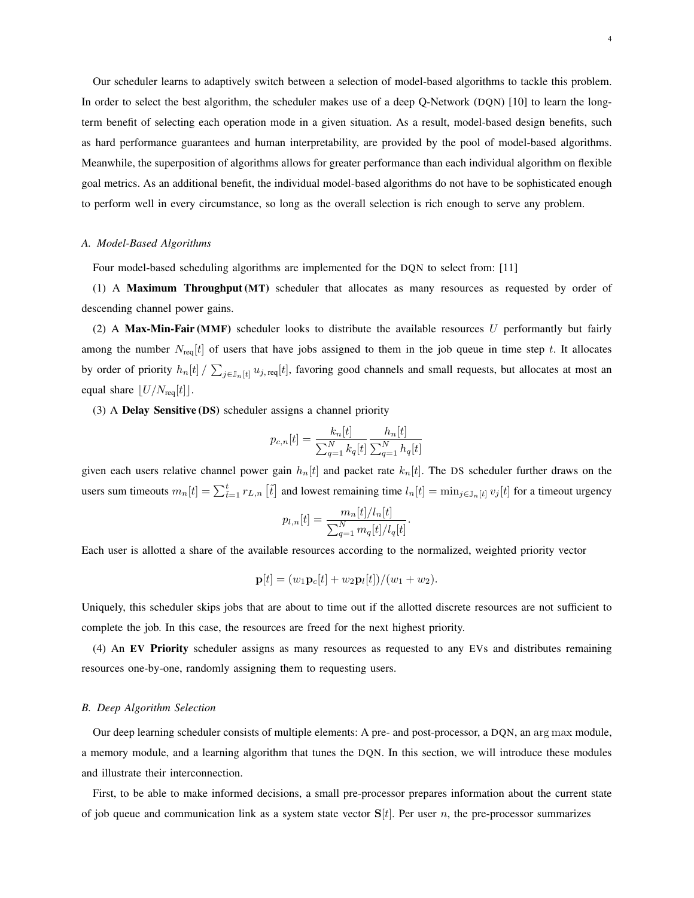Our scheduler learns to adaptively switch between a selection of model-based algorithms to tackle this problem. In order to select the best algorithm, the scheduler makes use of a deep Q-Network (DQN) [10] to learn the long-term benefit of selecting each operation mode in a given situation. As a result, model-based design benefits, such as hard performance guarantees and human interpretability, are provided by the pool of model-based algorithms. Meanwhile, the superposition of algorithms allows for greater performance than each individual algorithm on flexible goal metrics. As an additional benefit, the individual model-based algorithms do not have to be sophisticated enough to perform well in every circumstance, so long as the overall selection is rich enough to serve any problem.

### A. Model-Based Algorithms

Four model-based scheduling algorithms are implemented for the DQN to select from: [11]

(1) A **Maximum Throughput (MT)** scheduler that allocates as many resources as requested by order of descending channel power gains.

(2) A **Max-Min-Fair (MMF)** scheduler looks to distribute the available resources $U$ performantly but fairly among the number $N_{\text{req}}[t]$ of users that have jobs assigned to them in the job queue in time step $t$. It allocates by order of priority $h_n[t] \,/\, \sum_{j \in \mathbb{J}_n[t]} u_{j,\text{req}}[t]$, favoring good channels and small requests, but allocates at most an equal share $\lfloor U/N_{\text{req}}[t] \rfloor$.

(3) A **Delay Sensitive (DS)** scheduler assigns a channel priority

$$p_{c,n}[t] = \frac{k_n[t]}{\sum_{q=1}^{N} k_q[t]} \frac{h_n[t]}{\sum_{q=1}^{N} h_q[t]}$$

given each users relative channel power gain $h_n[t]$ and packet rate $k_n[t]$. The DS scheduler further draws on the users sum timeouts $m_n[t] = \sum_{\tilde{t}=1}^{t} r_{L,n}\left[\tilde{t}\right]$ and lowest remaining time $l_n[t] = \min_{j \in \mathbb{J}_n[t]} v_j[t]$ for a timeout urgency

$$p_{l,n}[t] = \frac{m_n[t]/l_n[t]}{\sum_{q=1}^{N} m_q[t]/l_q[t]}.$$

Each user is allotted a share of the available resources according to the normalized, weighted priority vector

$$\mathbf{p}[t] = (w_1 \mathbf{p}_c[t] + w_2 \mathbf{p}_l[t])/(w_1 + w_2).$$

Uniquely, this scheduler skips jobs that are about to time out if the allotted discrete resources are not sufficient to complete the job. In this case, the resources are freed for the next highest priority.

(4) An **EV Priority** scheduler assigns as many resources as requested to any EVs and distributes remaining resources one-by-one, randomly assigning them to requesting users.

### B. Deep Algorithm Selection

Our deep learning scheduler consists of multiple elements: A pre- and post-processor, a DQN, an $\arg\max$ module, a memory module, and a learning algorithm that tunes the DQN. In this section, we will introduce these modules and illustrate their interconnection.

First, to be able to make informed decisions, a small pre-processor prepares information about the current state of job queue and communication link as a system state vector $\mathbf{S}[t]$. Per user $n$, the pre-processor summarizes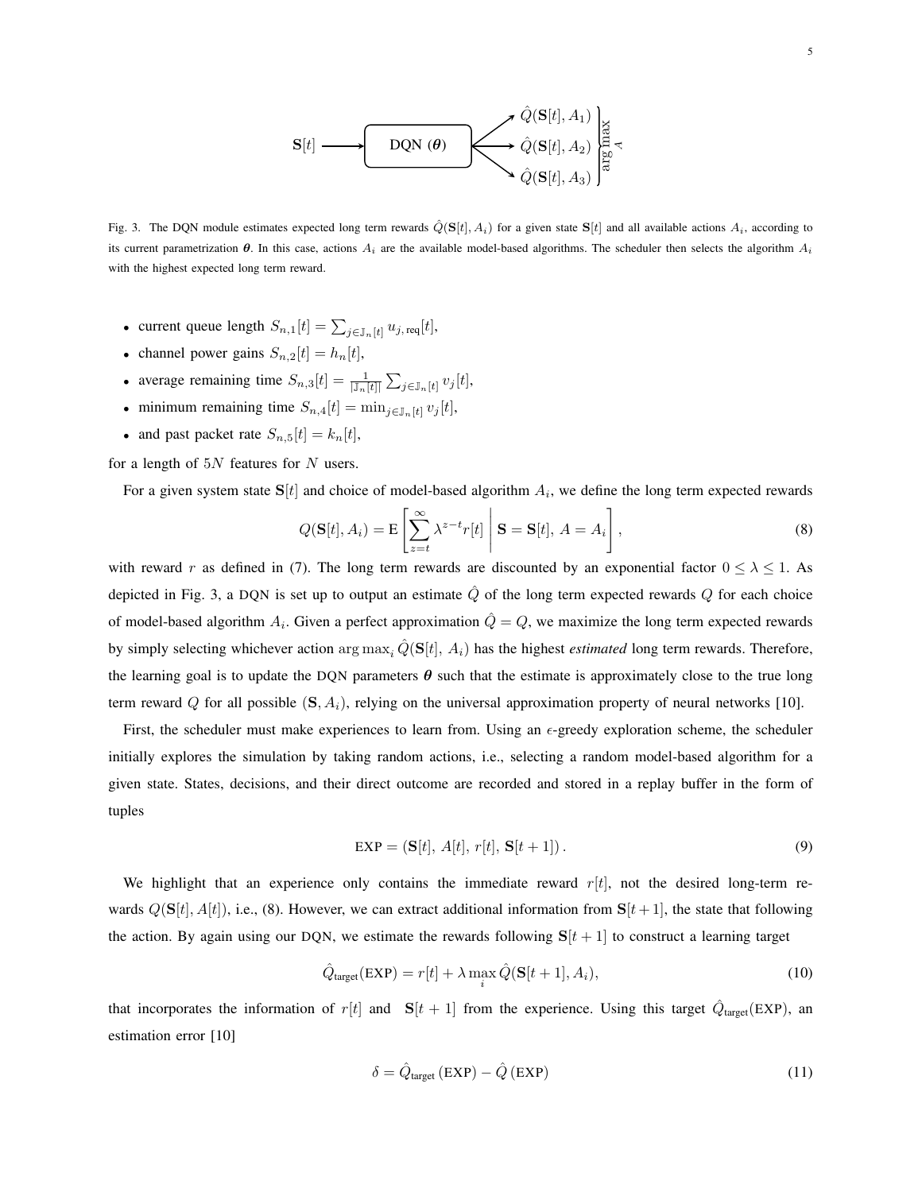Fig. 3. The DQN module estimates expected long term rewards $\hat{Q}(\mathbf{S}[t], A_i)$ for a given state $\mathbf{S}[t]$ and all available actions $A_i$, according to its current parametrization $\boldsymbol{\theta}$. In this case, actions $A_i$ are the available model-based algorithms. The scheduler then selects the algorithm $A_i$ with the highest expected long term reward.

- current queue length $S_{n,1}[t] = \sum_{j \in \mathbb{J}_n[t]} u_{j,\text{req}}[t]$,
- channel power gains $S_{n,2}[t] = h_n[t]$,
- average remaining time $S_{n,3}[t] = \frac{1}{|\mathbb{J}_n[t]|} \sum_{j \in \mathbb{J}_n[t]} v_j[t]$,
- minimum remaining time $S_{n,4}[t] = \min_{j \in \mathbb{J}_n[t]} v_j[t]$,
- and past packet rate $S_{n,5}[t] = k_n[t]$,

for a length of $5N$ features for $N$ users.

For a given system state $\mathbf{S}[t]$ and choice of model-based algorithm $A_i$, we define the long term expected rewards

$$Q(\mathbf{S}[t], A_i) = \mathrm{E}\left[ \sum_{z=t}^{\infty} \lambda^{z-t} r[t] \,\middle|\, \mathbf{S} = \mathbf{S}[t],\, A = A_i \right], \tag{8}$$

with reward $r$ as defined in (7). The long term rewards are discounted by an exponential factor $0 \leq \lambda \leq 1$. As depicted in Fig. 3, a DQN is set up to output an estimate $\hat{Q}$ of the long term expected rewards $Q$ for each choice of model-based algorithm $A_i$. Given a perfect approximation $\hat{Q} = Q$, we maximize the long term expected rewards by simply selecting whichever action $\arg\max_i \hat{Q}(\mathbf{S}[t],\, A_i)$ has the highest *estimated* long term rewards. Therefore, the learning goal is to update the DQN parameters $\boldsymbol{\theta}$ such that the estimate is approximately close to the true long term reward $Q$ for all possible $(\mathbf{S}, A_i)$, relying on the universal approximation property of neural networks [10].

First, the scheduler must make experiences to learn from. Using an $\epsilon$-greedy exploration scheme, the scheduler initially explores the simulation by taking random actions, i.e., selecting a random model-based algorithm for a given state. States, decisions, and their direct outcome are recorded and stored in a replay buffer in the form of tuples

$$\text{EXP} = (\mathbf{S}[t],\, A[t],\, r[t],\, \mathbf{S}[t+1]). \tag{9}$$

We highlight that an experience only contains the immediate reward $r[t]$, not the desired long-term rewards $Q(\mathbf{S}[t], A[t])$, i.e., (8). However, we can extract additional information from $\mathbf{S}[t+1]$, the state that following the action. By again using our DQN, we estimate the rewards following $\mathbf{S}[t+1]$ to construct a learning target

$$\hat{Q}_{\text{target}}(\text{EXP}) = r[t] + \lambda \max_i \hat{Q}(\mathbf{S}[t+1], A_i), \tag{10}$$

that incorporates the information of $r[t]$ and $\mathbf{S}[t+1]$ from the experience. Using this target $\hat{Q}_{\text{target}}(\text{EXP})$, an estimation error [10]

$$\delta = \hat{Q}_{\text{target}}(\text{EXP}) - \hat{Q}(\text{EXP}) \tag{11}$$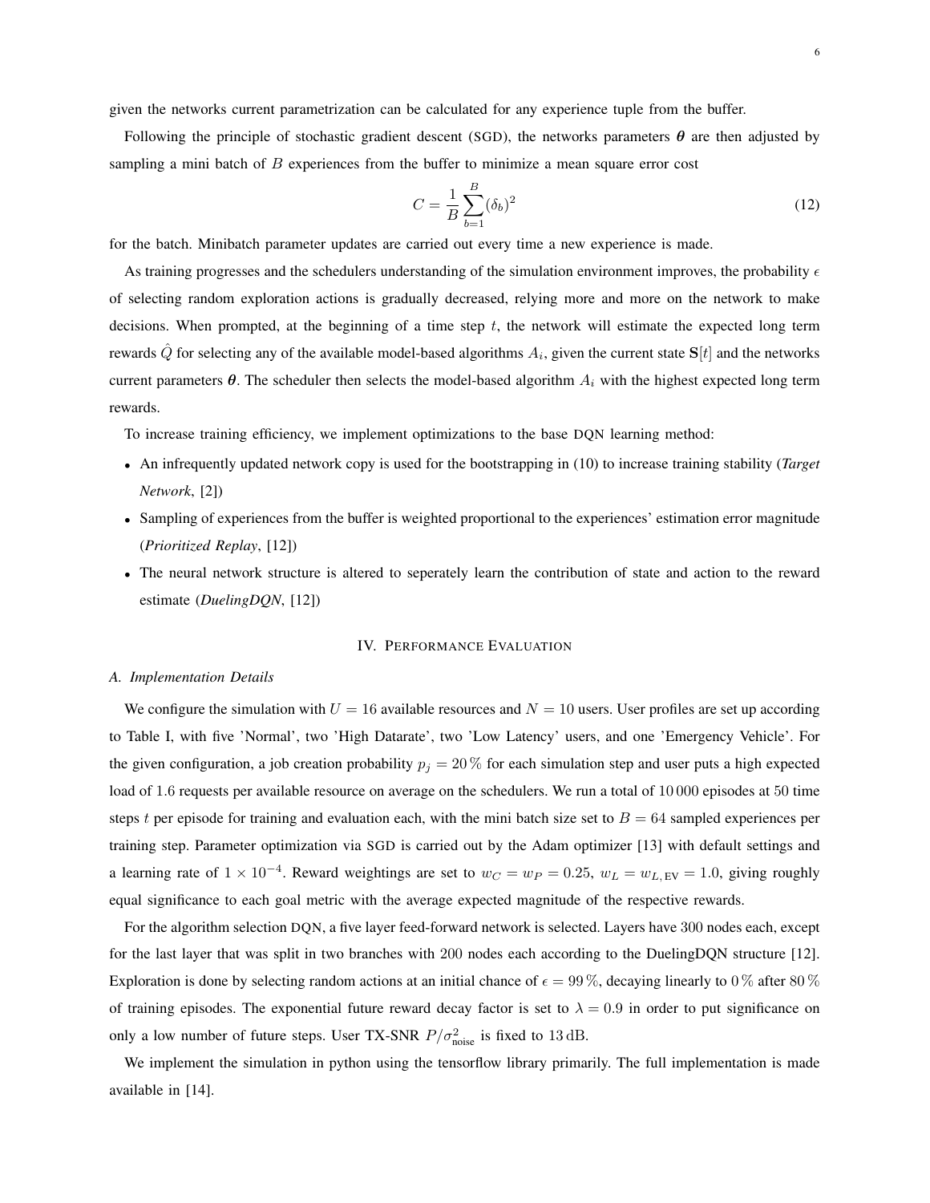given the networks current parametrization can be calculated for any experience tuple from the buffer.

Following the principle of stochastic gradient descent (SGD), the networks parameters $\boldsymbol{\theta}$ are then adjusted by sampling a mini batch of $B$ experiences from the buffer to minimize a mean square error cost

$$C = \frac{1}{B} \sum_{b=1}^{B} (\delta_b)^2 \tag{12}$$

for the batch. Minibatch parameter updates are carried out every time a new experience is made.

As training progresses and the schedulers understanding of the simulation environment improves, the probability $\epsilon$ of selecting random exploration actions is gradually decreased, relying more and more on the network to make decisions. When prompted, at the beginning of a time step $t$, the network will estimate the expected long term rewards $\hat{Q}$ for selecting any of the available model-based algorithms $A_i$, given the current state $\mathbf{S}[t]$ and the networks current parameters $\boldsymbol{\theta}$. The scheduler then selects the model-based algorithm $A_i$ with the highest expected long term rewards.

To increase training efficiency, we implement optimizations to the base DQN learning method:

- An infrequently updated network copy is used for the bootstrapping in (10) to increase training stability (*Target Network*, [2])
- Sampling of experiences from the buffer is weighted proportional to the experiences' estimation error magnitude (*Prioritized Replay*, [12])
- The neural network structure is altered to seperately learn the contribution of state and action to the reward estimate (*DuelingDQN*, [12])

## IV. Performance Evaluation

### A. Implementation Details

We configure the simulation with $U = 16$ available resources and $N = 10$ users. User profiles are set up according to Table I, with five 'Normal', two 'High Datarate', two 'Low Latency' users, and one 'Emergency Vehicle'. For the given configuration, a job creation probability $p_j = 20\,\%$ for each simulation step and user puts a high expected load of 1.6 requests per available resource on average on the schedulers. We run a total of 10 000 episodes at 50 time steps $t$ per episode for training and evaluation each, with the mini batch size set to $B = 64$ sampled experiences per training step. Parameter optimization via SGD is carried out by the Adam optimizer [13] with default settings and a learning rate of $1 \times 10^{-4}$. Reward weightings are set to $w_C = w_P = 0.25$, $w_L = w_{L,\,\mathrm{EV}} = 1.0$, giving roughly equal significance to each goal metric with the average expected magnitude of the respective rewards.

For the algorithm selection DQN, a five layer feed-forward network is selected. Layers have 300 nodes each, except for the last layer that was split in two branches with 200 nodes each according to the DuelingDQN structure [12]. Exploration is done by selecting random actions at an initial chance of $\epsilon = 99\,\%$, decaying linearly to $0\,\%$ after $80\,\%$ of training episodes. The exponential future reward decay factor is set to $\lambda = 0.9$ in order to put significance on only a low number of future steps. User TX-SNR $P/\sigma^2_{\mathrm{noise}}$ is fixed to $13\,\mathrm{dB}$.

We implement the simulation in python using the tensorflow library primarily. The full implementation is made available in [14].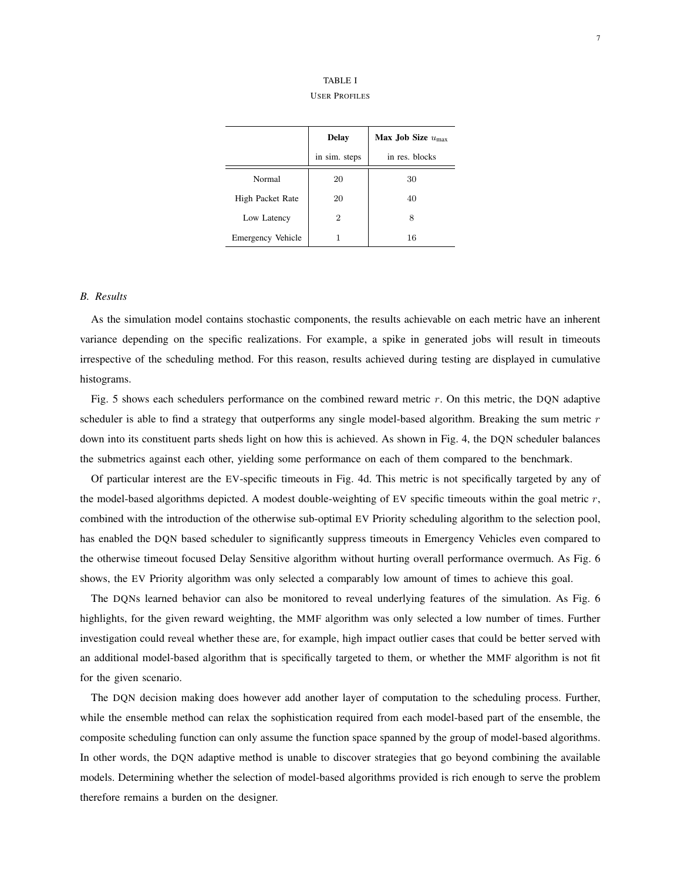TABLE I
USER PROFILES

| | **Delay** in sim. steps | **Max Job Size** $u_{\max}$ in res. blocks |
|---|---|---|
| Normal | 20 | 30 |
| High Packet Rate | 20 | 40 |
| Low Latency | 2 | 8 |
| Emergency Vehicle | 1 | 16 |

### *B. Results*

As the simulation model contains stochastic components, the results achievable on each metric have an inherent variance depending on the specific realizations. For example, a spike in generated jobs will result in timeouts irrespective of the scheduling method. For this reason, results achieved during testing are displayed in cumulative histograms.

Fig. 5 shows each schedulers performance on the combined reward metric $r$. On this metric, the DQN adaptive scheduler is able to find a strategy that outperforms any single model-based algorithm. Breaking the sum metric $r$ down into its constituent parts sheds light on how this is achieved. As shown in Fig. 4, the DQN scheduler balances the submetrics against each other, yielding some performance on each of them compared to the benchmark.

Of particular interest are the EV-specific timeouts in Fig. 4d. This metric is not specifically targeted by any of the model-based algorithms depicted. A modest double-weighting of EV specific timeouts within the goal metric $r$, combined with the introduction of the otherwise sub-optimal EV Priority scheduling algorithm to the selection pool, has enabled the DQN based scheduler to significantly suppress timeouts in Emergency Vehicles even compared to the otherwise timeout focused Delay Sensitive algorithm without hurting overall performance overmuch. As Fig. 6 shows, the EV Priority algorithm was only selected a comparably low amount of times to achieve this goal.

The DQNs learned behavior can also be monitored to reveal underlying features of the simulation. As Fig. 6 highlights, for the given reward weighting, the MMF algorithm was only selected a low number of times. Further investigation could reveal whether these are, for example, high impact outlier cases that could be better served with an additional model-based algorithm that is specifically targeted to them, or whether the MMF algorithm is not fit for the given scenario.

The DQN decision making does however add another layer of computation to the scheduling process. Further, while the ensemble method can relax the sophistication required from each model-based part of the ensemble, the composite scheduling function can only assume the function space spanned by the group of model-based algorithms. In other words, the DQN adaptive method is unable to discover strategies that go beyond combining the available models. Determining whether the selection of model-based algorithms provided is rich enough to serve the problem therefore remains a burden on the designer.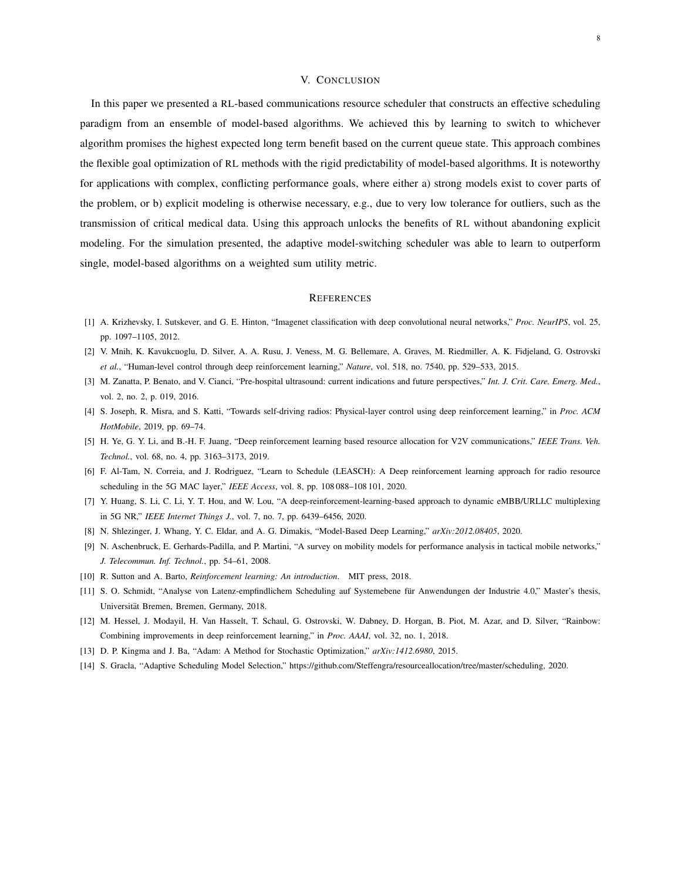## V. Conclusion

In this paper we presented a RL-based communications resource scheduler that constructs an effective scheduling paradigm from an ensemble of model-based algorithms. We achieved this by learning to switch to whichever algorithm promises the highest expected long term benefit based on the current queue state. This approach combines the flexible goal optimization of RL methods with the rigid predictability of model-based algorithms. It is noteworthy for applications with complex, conflicting performance goals, where either a) strong models exist to cover parts of the problem, or b) explicit modeling is otherwise necessary, e.g., due to very low tolerance for outliers, such as the transmission of critical medical data. Using this approach unlocks the benefits of RL without abandoning explicit modeling. For the simulation presented, the adaptive model-switching scheduler was able to learn to outperform single, model-based algorithms on a weighted sum utility metric.

## References

[1] A. Krizhevsky, I. Sutskever, and G. E. Hinton, "Imagenet classification with deep convolutional neural networks," *Proc. NeurIPS*, vol. 25, pp. 1097–1105, 2012.

[2] V. Mnih, K. Kavukcuoglu, D. Silver, A. A. Rusu, J. Veness, M. G. Bellemare, A. Graves, M. Riedmiller, A. K. Fidjeland, G. Ostrovski *et al.*, "Human-level control through deep reinforcement learning," *Nature*, vol. 518, no. 7540, pp. 529–533, 2015.

[3] M. Zanatta, P. Benato, and V. Cianci, "Pre-hospital ultrasound: current indications and future perspectives," *Int. J. Crit. Care. Emerg. Med.*, vol. 2, no. 2, p. 019, 2016.

[4] S. Joseph, R. Misra, and S. Katti, "Towards self-driving radios: Physical-layer control using deep reinforcement learning," in *Proc. ACM HotMobile*, 2019, pp. 69–74.

[5] H. Ye, G. Y. Li, and B.-H. F. Juang, "Deep reinforcement learning based resource allocation for V2V communications," *IEEE Trans. Veh. Technol.*, vol. 68, no. 4, pp. 3163–3173, 2019.

[6] F. Al-Tam, N. Correia, and J. Rodriguez, "Learn to Schedule (LEASCH): A Deep reinforcement learning approach for radio resource scheduling in the 5G MAC layer," *IEEE Access*, vol. 8, pp. 108 088–108 101, 2020.

[7] Y. Huang, S. Li, C. Li, Y. T. Hou, and W. Lou, "A deep-reinforcement-learning-based approach to dynamic eMBB/URLLC multiplexing in 5G NR," *IEEE Internet Things J.*, vol. 7, no. 7, pp. 6439–6456, 2020.

[8] N. Shlezinger, J. Whang, Y. C. Eldar, and A. G. Dimakis, "Model-Based Deep Learning," *arXiv:2012.08405*, 2020.

[9] N. Aschenbruck, E. Gerhards-Padilla, and P. Martini, "A survey on mobility models for performance analysis in tactical mobile networks," *J. Telecommun. Inf. Technol.*, pp. 54–61, 2008.

[10] R. Sutton and A. Barto, *Reinforcement learning: An introduction*. MIT press, 2018.

[11] S. O. Schmidt, "Analyse von Latenz-empfindlichem Scheduling auf Systemebene für Anwendungen der Industrie 4.0," Master's thesis, Universität Bremen, Bremen, Germany, 2018.

[12] M. Hessel, J. Modayil, H. Van Hasselt, T. Schaul, G. Ostrovski, W. Dabney, D. Horgan, B. Piot, M. Azar, and D. Silver, "Rainbow: Combining improvements in deep reinforcement learning," in *Proc. AAAI*, vol. 32, no. 1, 2018.

[13] D. P. Kingma and J. Ba, "Adam: A Method for Stochastic Optimization," *arXiv:1412.6980*, 2015.

[14] S. Gracla, "Adaptive Scheduling Model Selection," https://github.com/Steffengra/resourceallocation/tree/master/scheduling, 2020.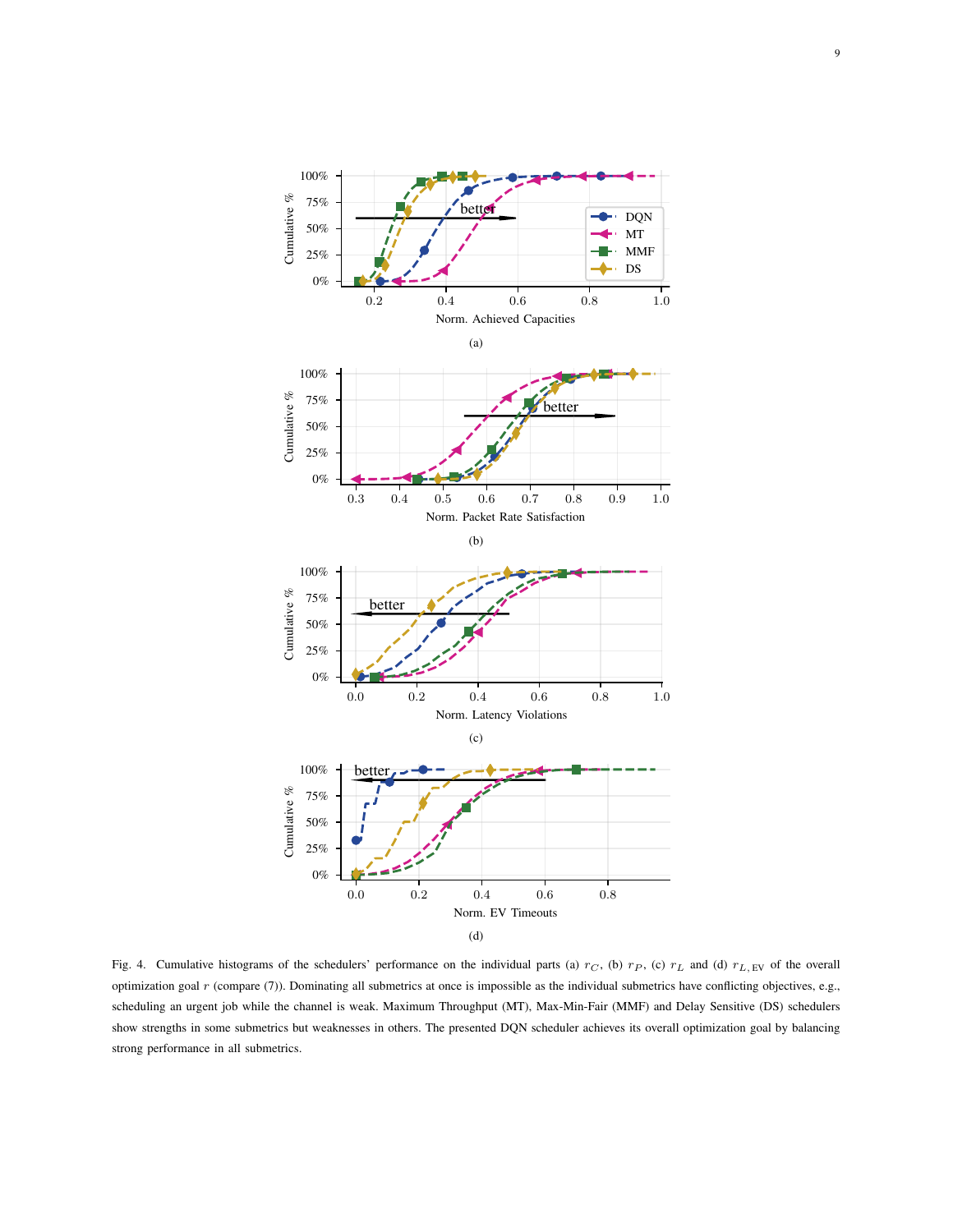Fig. 4. Cumulative histograms of the schedulers' performance on the individual parts (a) $r_C$, (b) $r_P$, (c) $r_L$ and (d) $r_{L,\mathrm{EV}}$ of the overall optimization goal $r$ (compare (7)). Dominating all submetrics at once is impossible as the individual submetrics have conflicting objectives, e.g., scheduling an urgent job while the channel is weak. Maximum Throughput (MT), Max-Min-Fair (MMF) and Delay Sensitive (DS) schedulers show strengths in some submetrics but weaknesses in others. The presented DQN scheduler achieves its overall optimization goal by balancing strong performance in all submetrics.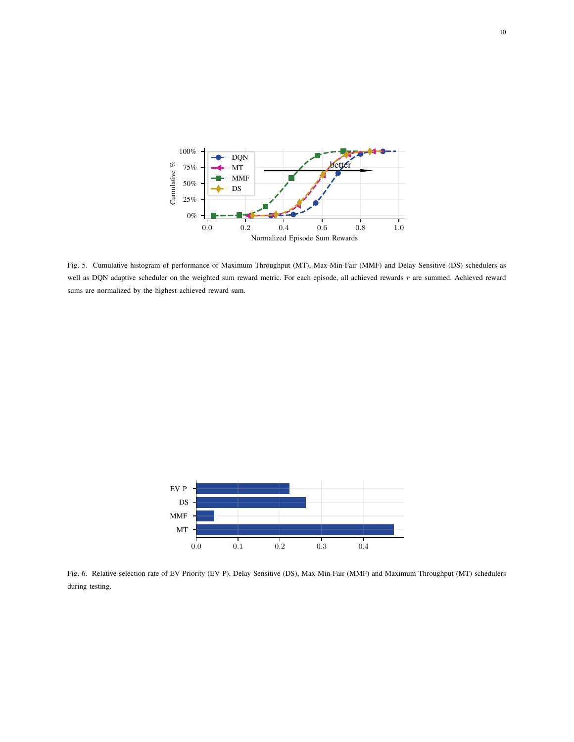100%
75%
50%
25%
0%
Cumulative %

DQN
MT
MMF
DS

better

0.0
0.2
0.4
0.6
0.8
1.0
Normalized Episode Sum Rewards

Fig. 5. Cumulative histogram of performance of Maximum Throughput (MT), Max-Min-Fair (MMF) and Delay Sensitive (DS) schedulers as well as DQN adaptive scheduler on the weighted sum reward metric. For each episode, all achieved rewards $r$ are summed. Achieved reward sums are normalized by the highest achieved reward sum.

EV P
DS
MMF
MT

0.0
0.1
0.2
0.3
0.4

Fig. 6. Relative selection rate of EV Priority (EV P), Delay Sensitive (DS), Max-Min-Fair (MMF) and Maximum Throughput (MT) schedulers during testing.